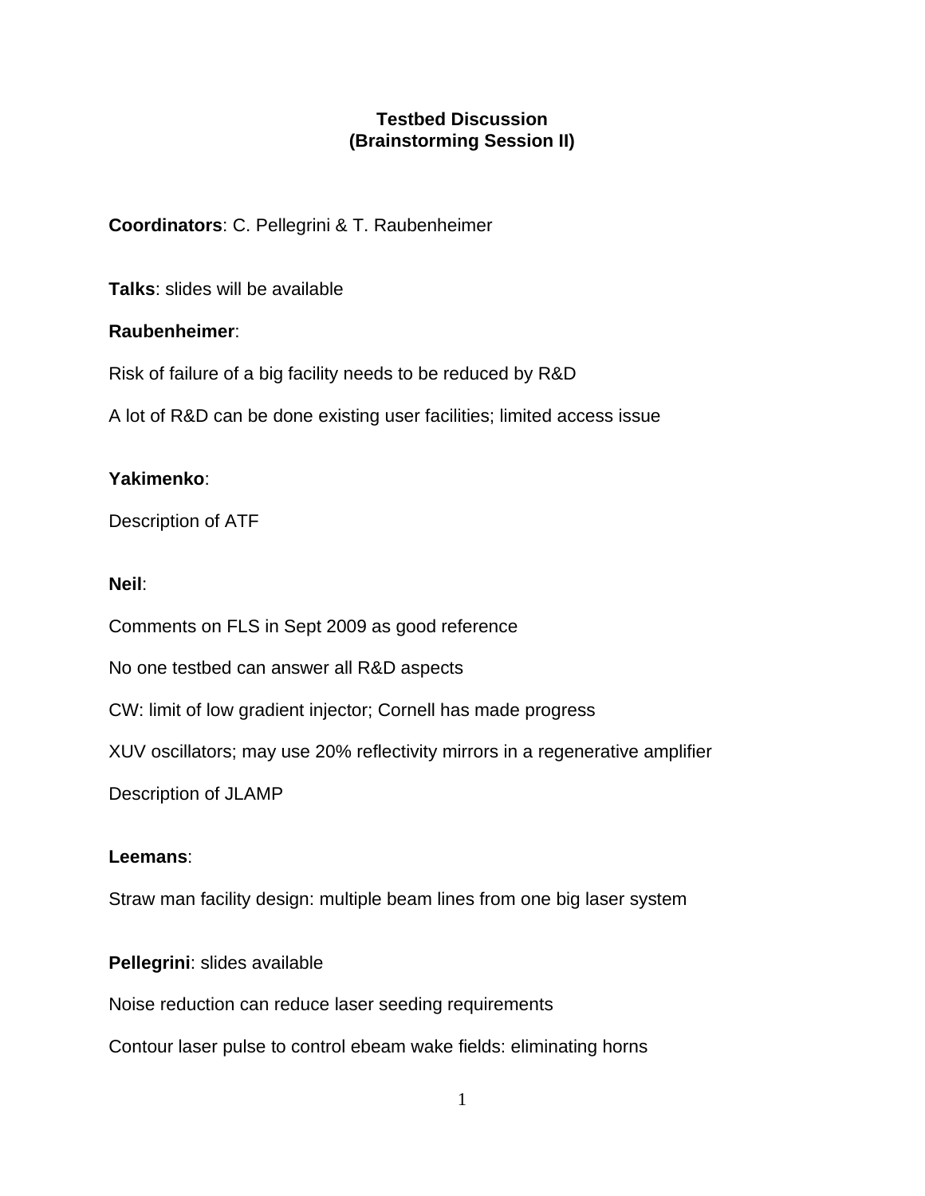# Testbed Discussion
## (Brainstorming Session II)

**Coordinators**: C. Pellegrini & T. Raubenheimer

**Talks**: slides will be available

**Raubenheimer**:

Risk of failure of a big facility needs to be reduced by R&D

A lot of R&D can be done existing user facilities; limited access issue

**Yakimenko**:

Description of ATF

**Neil**:

Comments on FLS in Sept 2009 as good reference

No one testbed can answer all R&D aspects

CW: limit of low gradient injector; Cornell has made progress

XUV oscillators; may use 20% reflectivity mirrors in a regenerative amplifier

Description of JLAMP

**Leemans**:

Straw man facility design: multiple beam lines from one big laser system

**Pellegrini**: slides available

Noise reduction can reduce laser seeding requirements

Contour laser pulse to control ebeam wake fields: eliminating horns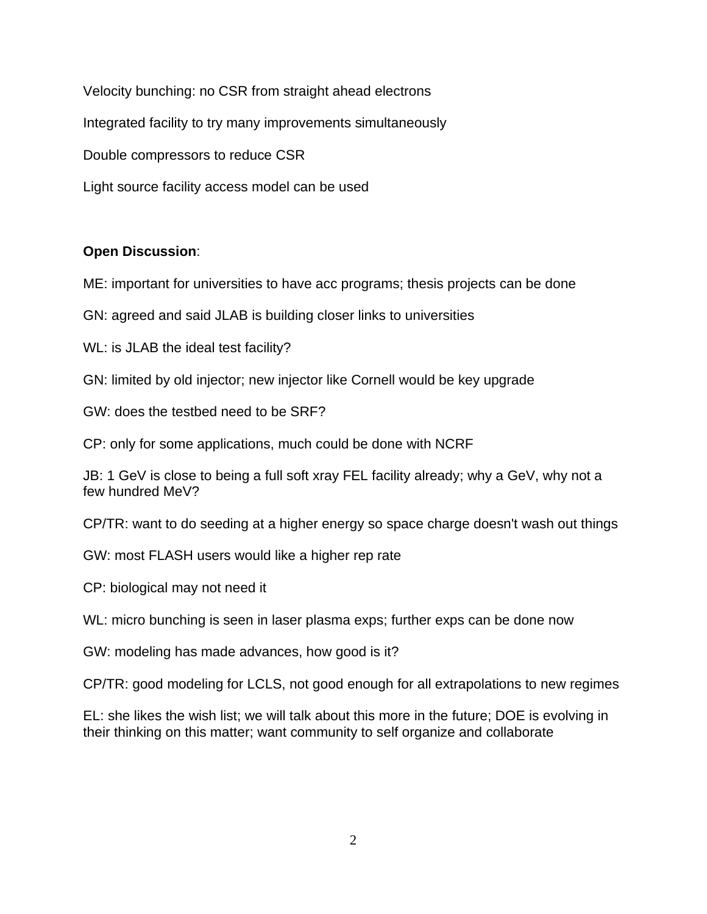Velocity bunching: no CSR from straight ahead electrons

Integrated facility to try many improvements simultaneously

Double compressors to reduce CSR

Light source facility access model can be used

**Open Discussion**:

ME: important for universities to have acc programs; thesis projects can be done

GN: agreed and said JLAB is building closer links to universities

WL: is JLAB the ideal test facility?

GN: limited by old injector; new injector like Cornell would be key upgrade

GW: does the testbed need to be SRF?

CP: only for some applications, much could be done with NCRF

JB: 1 GeV is close to being a full soft xray FEL facility already; why a GeV, why not a few hundred MeV?

CP/TR: want to do seeding at a higher energy so space charge doesn't wash out things

GW: most FLASH users would like a higher rep rate

CP: biological may not need it

WL: micro bunching is seen in laser plasma exps; further exps can be done now

GW: modeling has made advances, how good is it?

CP/TR: good modeling for LCLS, not good enough for all extrapolations to new regimes

EL: she likes the wish list; we will talk about this more in the future; DOE is evolving in their thinking on this matter; want community to self organize and collaborate